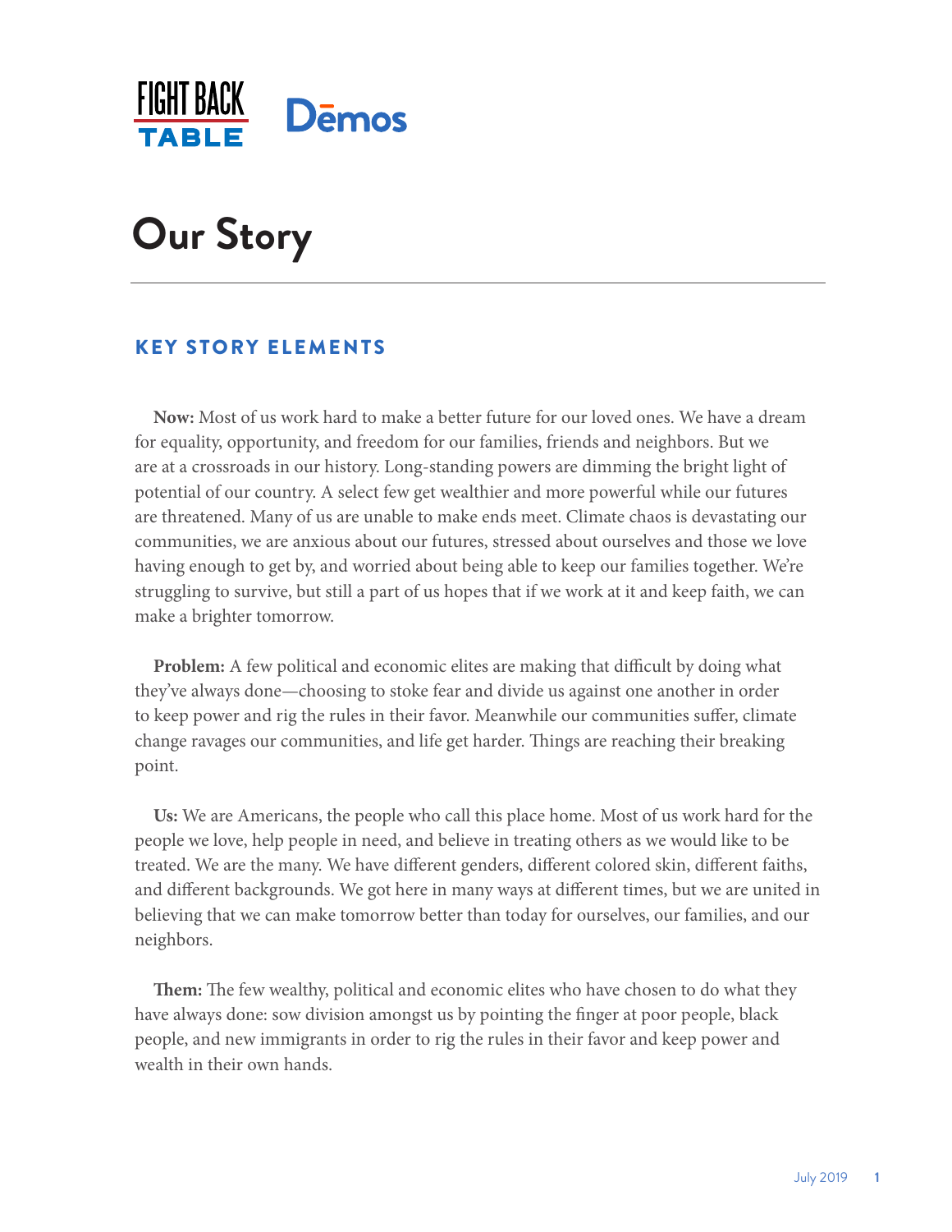FIGHT BACK TABLE Dēmos

# Our Story

## KEY STORY ELEMENTS

**Now:** Most of us work hard to make a better future for our loved ones. We have a dream for equality, opportunity, and freedom for our families, friends and neighbors. But we are at a crossroads in our history. Long-standing powers are dimming the bright light of potential of our country. A select few get wealthier and more powerful while our futures are threatened. Many of us are unable to make ends meet. Climate chaos is devastating our communities, we are anxious about our futures, stressed about ourselves and those we love having enough to get by, and worried about being able to keep our families together. We're struggling to survive, but still a part of us hopes that if we work at it and keep faith, we can make a brighter tomorrow.

**Problem:** A few political and economic elites are making that difficult by doing what they've always done—choosing to stoke fear and divide us against one another in order to keep power and rig the rules in their favor. Meanwhile our communities suffer, climate change ravages our communities, and life get harder. Things are reaching their breaking point.

**Us:** We are Americans, the people who call this place home. Most of us work hard for the people we love, help people in need, and believe in treating others as we would like to be treated. We are the many. We have different genders, different colored skin, different faiths, and different backgrounds. We got here in many ways at different times, but we are united in believing that we can make tomorrow better than today for ourselves, our families, and our neighbors.

**Them:** The few wealthy, political and economic elites who have chosen to do what they have always done: sow division amongst us by pointing the finger at poor people, black people, and new immigrants in order to rig the rules in their favor and keep power and wealth in their own hands.

July 2019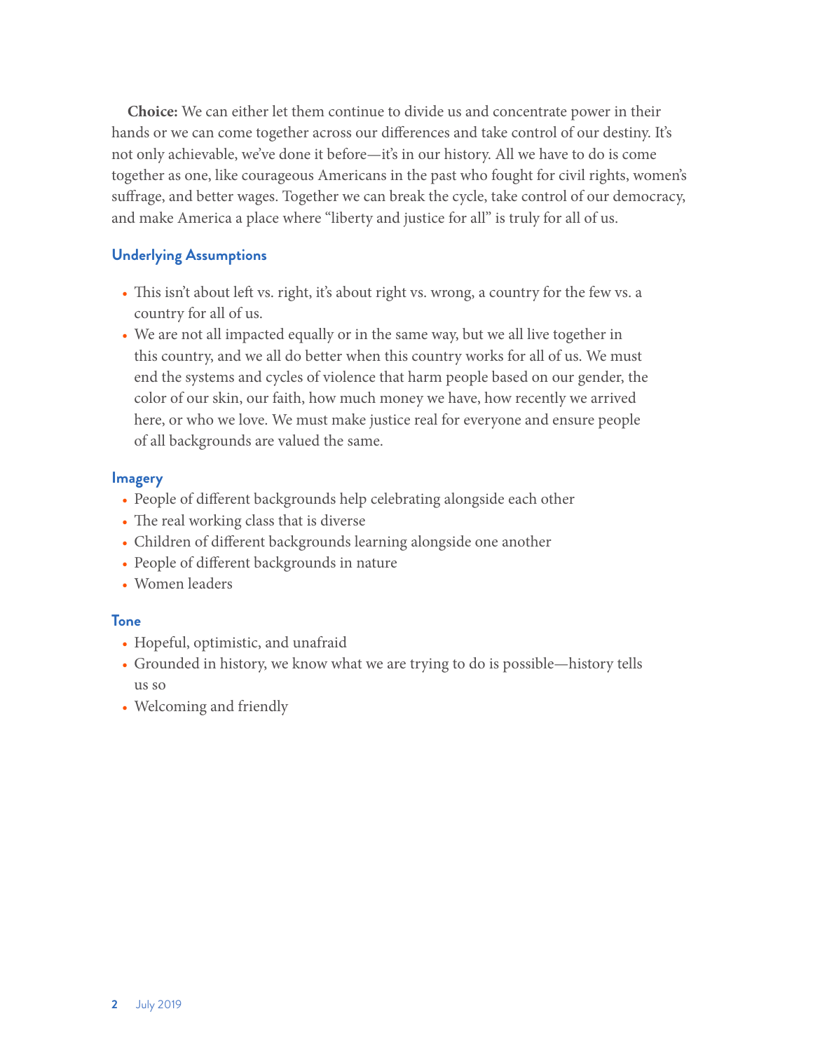**Choice:** We can either let them continue to divide us and concentrate power in their hands or we can come together across our differences and take control of our destiny. It's not only achievable, we've done it before—it's in our history. All we have to do is come together as one, like courageous Americans in the past who fought for civil rights, women's suffrage, and better wages. Together we can break the cycle, take control of our democracy, and make America a place where "liberty and justice for all" is truly for all of us.

### Underlying Assumptions

- This isn't about left vs. right, it's about right vs. wrong, a country for the few vs. a country for all of us.
- We are not all impacted equally or in the same way, but we all live together in this country, and we all do better when this country works for all of us. We must end the systems and cycles of violence that harm people based on our gender, the color of our skin, our faith, how much money we have, how recently we arrived here, or who we love. We must make justice real for everyone and ensure people of all backgrounds are valued the same.

### Imagery

- People of different backgrounds help celebrating alongside each other
- The real working class that is diverse
- Children of different backgrounds learning alongside one another
- People of different backgrounds in nature
- Women leaders

### Tone

- Hopeful, optimistic, and unafraid
- Grounded in history, we know what we are trying to do is possible—history tells us so
- Welcoming and friendly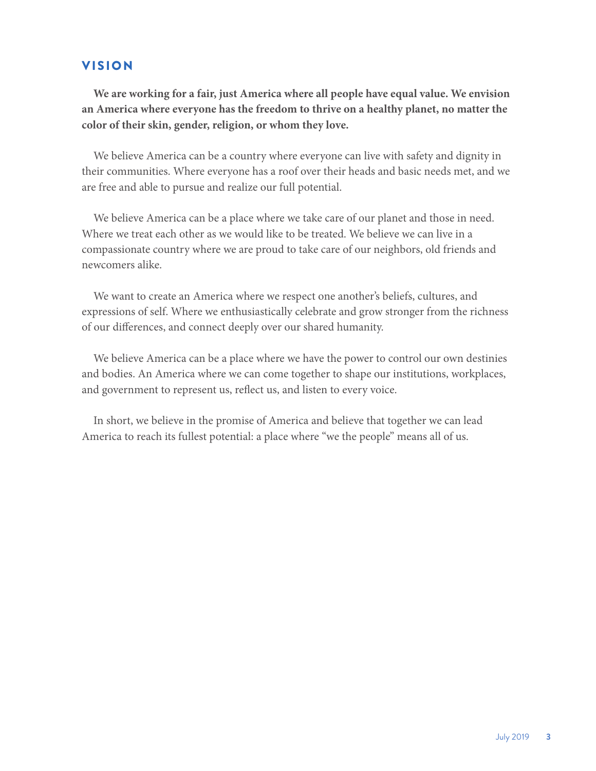## VISION

**We are working for a fair, just America where all people have equal value. We envision an America where everyone has the freedom to thrive on a healthy planet, no matter the color of their skin, gender, religion, or whom they love.**

We believe America can be a country where everyone can live with safety and dignity in their communities. Where everyone has a roof over their heads and basic needs met, and we are free and able to pursue and realize our full potential.

We believe America can be a place where we take care of our planet and those in need. Where we treat each other as we would like to be treated. We believe we can live in a compassionate country where we are proud to take care of our neighbors, old friends and newcomers alike.

We want to create an America where we respect one another's beliefs, cultures, and expressions of self. Where we enthusiastically celebrate and grow stronger from the richness of our differences, and connect deeply over our shared humanity.

We believe America can be a place where we have the power to control our own destinies and bodies. An America where we can come together to shape our institutions, workplaces, and government to represent us, reflect us, and listen to every voice.

In short, we believe in the promise of America and believe that together we can lead America to reach its fullest potential: a place where "we the people" means all of us.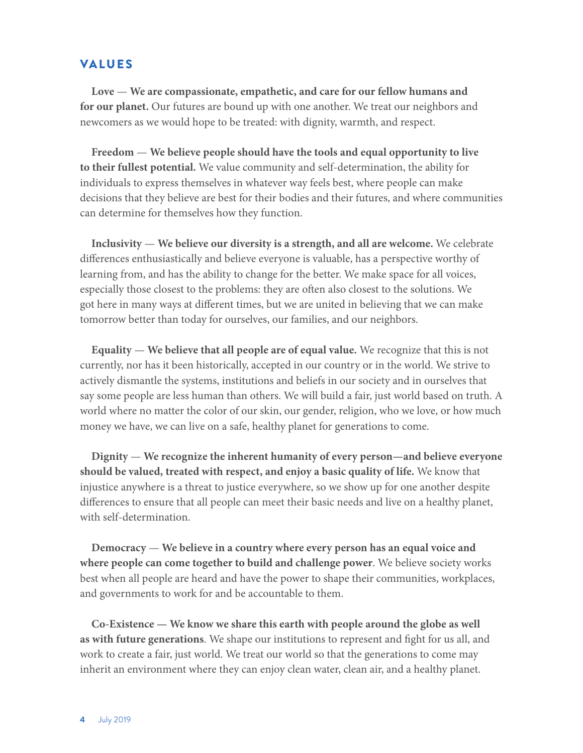## VALUES

**Love — We are compassionate, empathetic, and care for our fellow humans and for our planet.** Our futures are bound up with one another. We treat our neighbors and newcomers as we would hope to be treated: with dignity, warmth, and respect.

**Freedom — We believe people should have the tools and equal opportunity to live to their fullest potential.** We value community and self-determination, the ability for individuals to express themselves in whatever way feels best, where people can make decisions that they believe are best for their bodies and their futures, and where communities can determine for themselves how they function.

**Inclusivity — We believe our diversity is a strength, and all are welcome.** We celebrate differences enthusiastically and believe everyone is valuable, has a perspective worthy of learning from, and has the ability to change for the better. We make space for all voices, especially those closest to the problems: they are often also closest to the solutions. We got here in many ways at different times, but we are united in believing that we can make tomorrow better than today for ourselves, our families, and our neighbors.

**Equality — We believe that all people are of equal value.** We recognize that this is not currently, nor has it been historically, accepted in our country or in the world. We strive to actively dismantle the systems, institutions and beliefs in our society and in ourselves that say some people are less human than others. We will build a fair, just world based on truth. A world where no matter the color of our skin, our gender, religion, who we love, or how much money we have, we can live on a safe, healthy planet for generations to come.

**Dignity — We recognize the inherent humanity of every person—and believe everyone should be valued, treated with respect, and enjoy a basic quality of life.** We know that injustice anywhere is a threat to justice everywhere, so we show up for one another despite differences to ensure that all people can meet their basic needs and live on a healthy planet, with self-determination.

**Democracy — We believe in a country where every person has an equal voice and where people can come together to build and challenge power**. We believe society works best when all people are heard and have the power to shape their communities, workplaces, and governments to work for and be accountable to them.

**Co-Existence — We know we share this earth with people around the globe as well as with future generations**. We shape our institutions to represent and fight for us all, and work to create a fair, just world. We treat our world so that the generations to come may inherit an environment where they can enjoy clean water, clean air, and a healthy planet.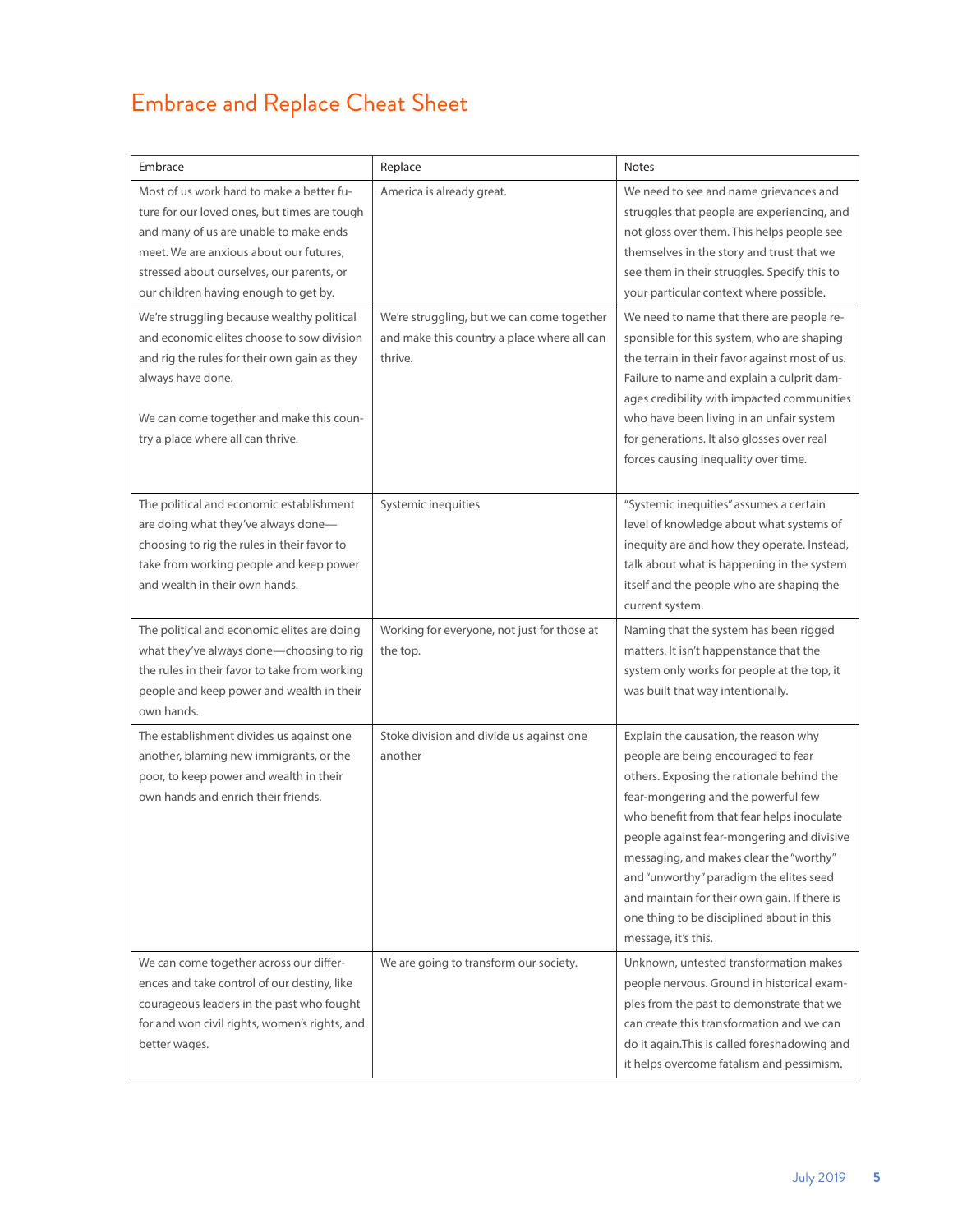# Embrace and Replace Cheat Sheet

| Embrace | Replace | Notes |
|---|---|---|
| Most of us work hard to make a better future for our loved ones, but times are tough and many of us are unable to make ends meet. We are anxious about our futures, stressed about ourselves, our parents, or our children having enough to get by. | America is already great. | We need to see and name grievances and struggles that people are experiencing, and not gloss over them. This helps people see themselves in the story and trust that we see them in their struggles. Specify this to your particular context where possible. |
| We're struggling because wealthy political and economic elites choose to sow division and rig the rules for their own gain as they always have done.<br><br>We can come together and make this country a place where all can thrive. | We're struggling, but we can come together and make this country a place where all can thrive. | We need to name that there are people responsible for this system, who are shaping the terrain in their favor against most of us. Failure to name and explain a culprit damages credibility with impacted communities who have been living in an unfair system for generations. It also glosses over real forces causing inequality over time. |
| The political and economic establishment are doing what they've always done—choosing to rig the rules in their favor to take from working people and keep power and wealth in their own hands. | Systemic inequities | "Systemic inequities" assumes a certain level of knowledge about what systems of inequity are and how they operate. Instead, talk about what is happening in the system itself and the people who are shaping the current system. |
| The political and economic elites are doing what they've always done—choosing to rig the rules in their favor to take from working people and keep power and wealth in their own hands. | Working for everyone, not just for those at the top. | Naming that the system has been rigged matters. It isn't happenstance that the system only works for people at the top, it was built that way intentionally. |
| The establishment divides us against one another, blaming new immigrants, or the poor, to keep power and wealth in their own hands and enrich their friends. | Stoke division and divide us against one another | Explain the causation, the reason why people are being encouraged to fear others. Exposing the rationale behind the fear-mongering and the powerful few who benefit from that fear helps inoculate people against fear-mongering and divisive messaging, and makes clear the "worthy" and "unworthy" paradigm the elites seed and maintain for their own gain. If there is one thing to be disciplined about in this message, it's this. |
| We can come together across our differences and take control of our destiny, like courageous leaders in the past who fought for and won civil rights, women's rights, and better wages. | We are going to transform our society. | Unknown, untested transformation makes people nervous. Ground in historical examples from the past to demonstrate that we can create this transformation and we can do it again.This is called foreshadowing and it helps overcome fatalism and pessimism. |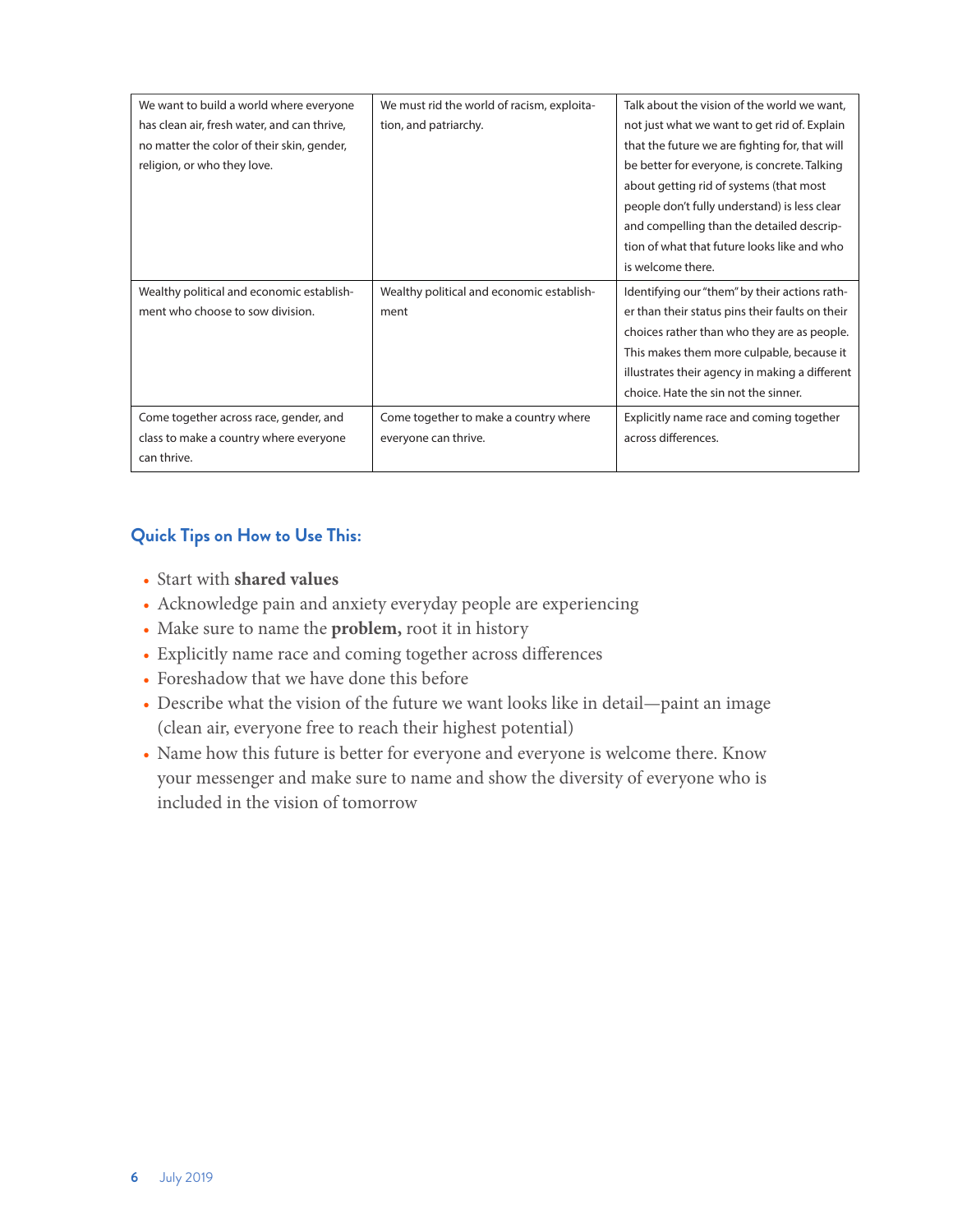| | | |
|---|---|---|
| We want to build a world where everyone has clean air, fresh water, and can thrive, no matter the color of their skin, gender, religion, or who they love. | We must rid the world of racism, exploitation, and patriarchy. | Talk about the vision of the world we want, not just what we want to get rid of. Explain that the future we are fighting for, that will be better for everyone, is concrete. Talking about getting rid of systems (that most people don't fully understand) is less clear and compelling than the detailed description of what that future looks like and who is welcome there. |
| Wealthy political and economic establishment who choose to sow division. | Wealthy political and economic establishment | Identifying our "them" by their actions rather than their status pins their faults on their choices rather than who they are as people. This makes them more culpable, because it illustrates their agency in making a different choice. Hate the sin not the sinner. |
| Come together across race, gender, and class to make a country where everyone can thrive. | Come together to make a country where everyone can thrive. | Explicitly name race and coming together across differences. |

## Quick Tips on How to Use This:

- Start with **shared values**
- Acknowledge pain and anxiety everyday people are experiencing
- Make sure to name the **problem,** root it in history
- Explicitly name race and coming together across differences
- Foreshadow that we have done this before
- Describe what the vision of the future we want looks like in detail—paint an image (clean air, everyone free to reach their highest potential)
- Name how this future is better for everyone and everyone is welcome there. Know your messenger and make sure to name and show the diversity of everyone who is included in the vision of tomorrow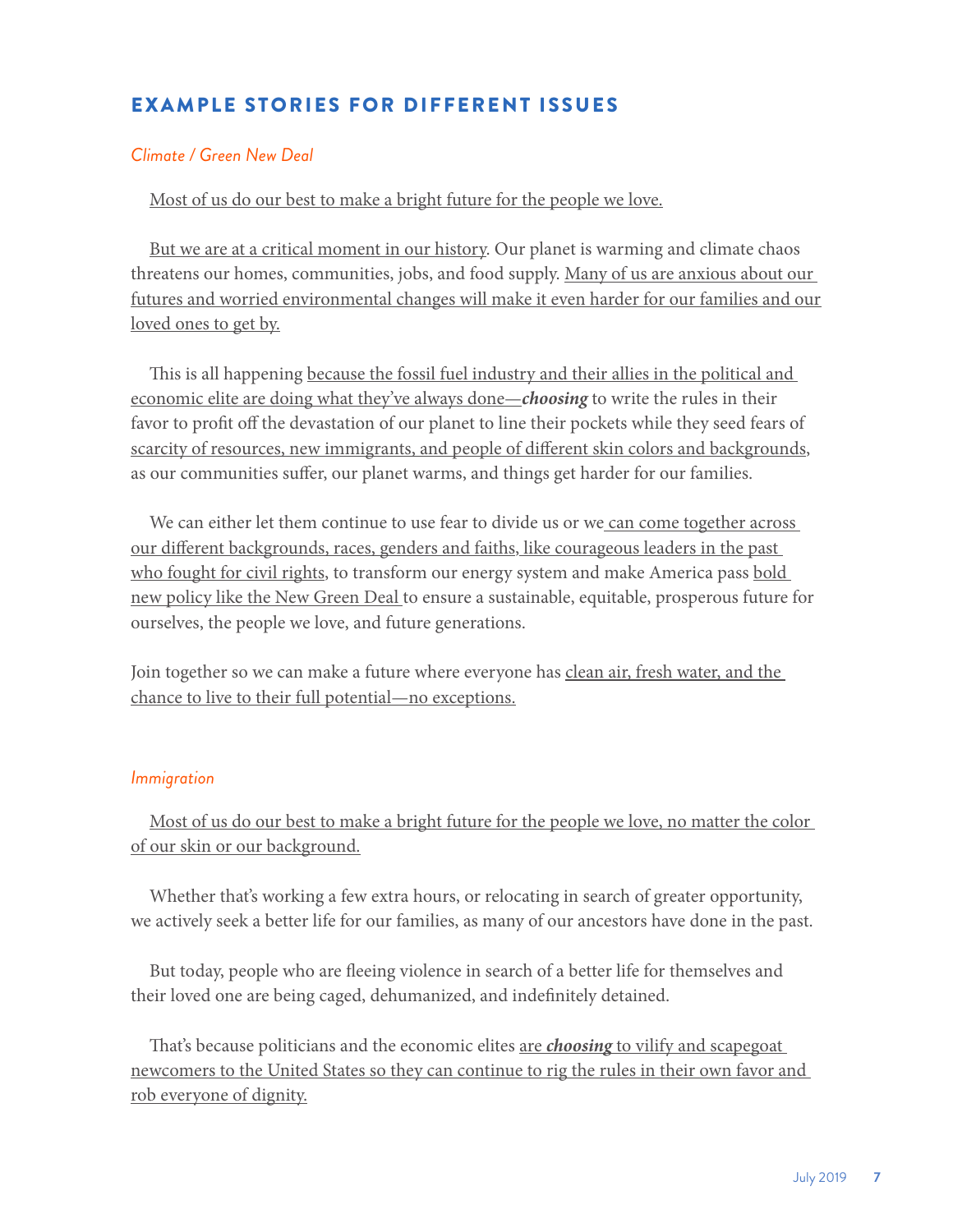## EXAMPLE STORIES FOR DIFFERENT ISSUES

### *Climate / Green New Deal*

Most of us do our best to make a bright future for the people we love.

But we are at a critical moment in our history. Our planet is warming and climate chaos threatens our homes, communities, jobs, and food supply. Many of us are anxious about our futures and worried environmental changes will make it even harder for our families and our loved ones to get by.

This is all happening because the fossil fuel industry and their allies in the political and economic elite are doing what they've always done—***choosing*** to write the rules in their favor to profit off the devastation of our planet to line their pockets while they seed fears of scarcity of resources, new immigrants, and people of different skin colors and backgrounds, as our communities suffer, our planet warms, and things get harder for our families.

We can either let them continue to use fear to divide us or we can come together across our different backgrounds, races, genders and faiths, like courageous leaders in the past who fought for civil rights, to transform our energy system and make America pass bold new policy like the New Green Deal to ensure a sustainable, equitable, prosperous future for ourselves, the people we love, and future generations.

Join together so we can make a future where everyone has clean air, fresh water, and the chance to live to their full potential—no exceptions.

### *Immigration*

Most of us do our best to make a bright future for the people we love, no matter the color of our skin or our background.

Whether that's working a few extra hours, or relocating in search of greater opportunity, we actively seek a better life for our families, as many of our ancestors have done in the past.

But today, people who are fleeing violence in search of a better life for themselves and their loved one are being caged, dehumanized, and indefinitely detained.

That's because politicians and the economic elites are ***choosing*** to vilify and scapegoat newcomers to the United States so they can continue to rig the rules in their own favor and rob everyone of dignity.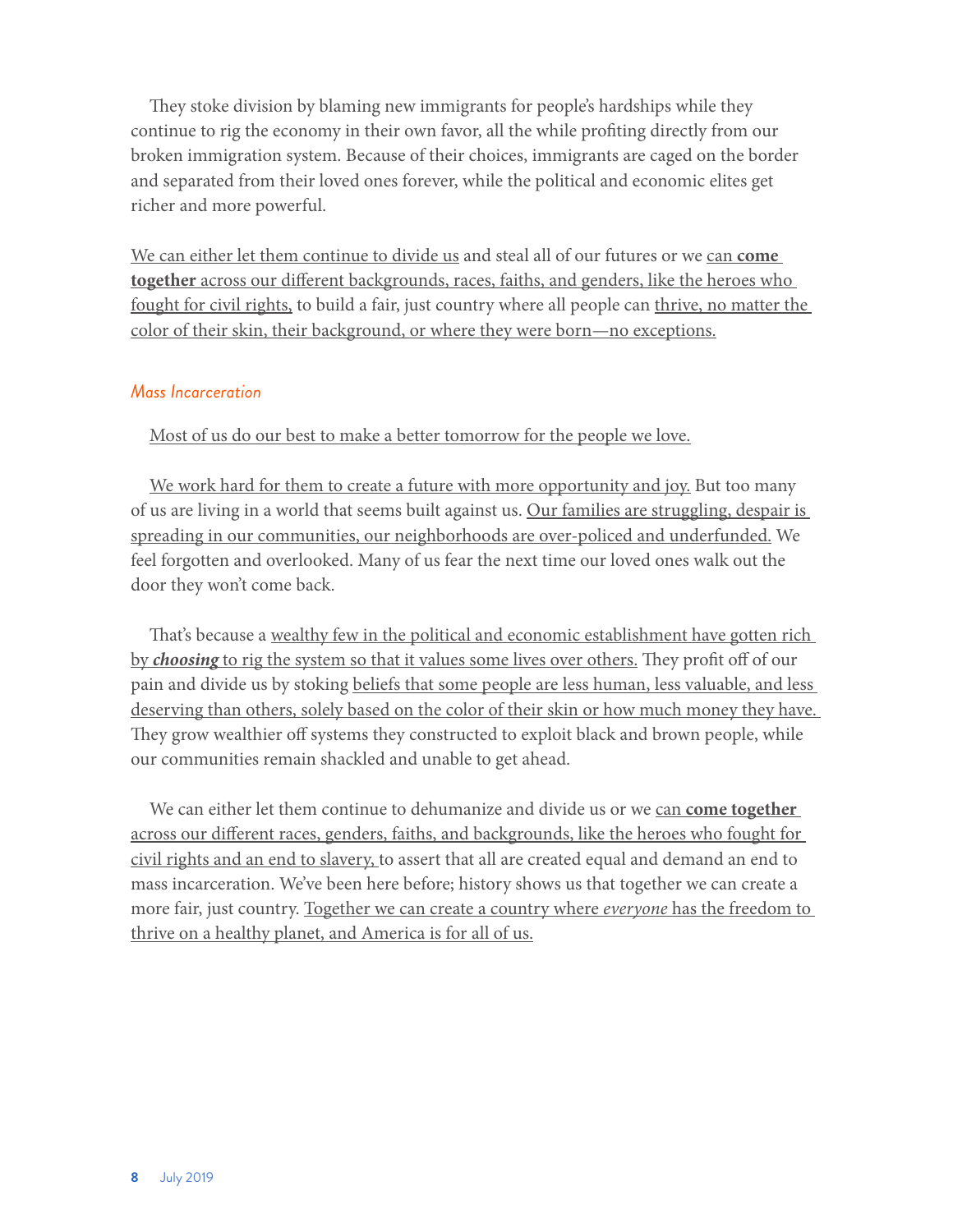They stoke division by blaming new immigrants for people's hardships while they continue to rig the economy in their own favor, all the while profiting directly from our broken immigration system. Because of their choices, immigrants are caged on the border and separated from their loved ones forever, while the political and economic elites get richer and more powerful.

<u>We can either let them continue to divide us</u> and steal all of our futures or we <u>can **come together** across our different backgrounds, races, faiths, and genders, like the heroes who fought for civil rights,</u> to build a fair, just country where all people can <u>thrive, no matter the color of their skin, their background, or where they were born—no exceptions.</u>

### *Mass Incarceration*

<u>Most of us do our best to make a better tomorrow for the people we love.</u>

<u>We work hard for them to create a future with more opportunity and joy.</u> But too many of us are living in a world that seems built against us. <u>Our families are struggling, despair is spreading in our communities, our neighborhoods are over-policed and underfunded.</u> We feel forgotten and overlooked. Many of us fear the next time our loved ones walk out the door they won't come back.

That's because a <u>wealthy few in the political and economic establishment have gotten rich by ***choosing*** to rig the system so that it values some lives over others.</u> They profit off of our pain and divide us by stoking <u>beliefs that some people are less human, less valuable, and less deserving than others, solely based on the color of their skin or how much money they have.</u> They grow wealthier off systems they constructed to exploit black and brown people, while our communities remain shackled and unable to get ahead.

We can either let them continue to dehumanize and divide us or we <u>can **come together** across our different races, genders, faiths, and backgrounds, like the heroes who fought for civil rights and an end to slavery,</u> to assert that all are created equal and demand an end to mass incarceration. We've been here before; history shows us that together we can create a more fair, just country. <u>Together we can create a country where *everyone* has the freedom to thrive on a healthy planet, and America is for all of us.</u>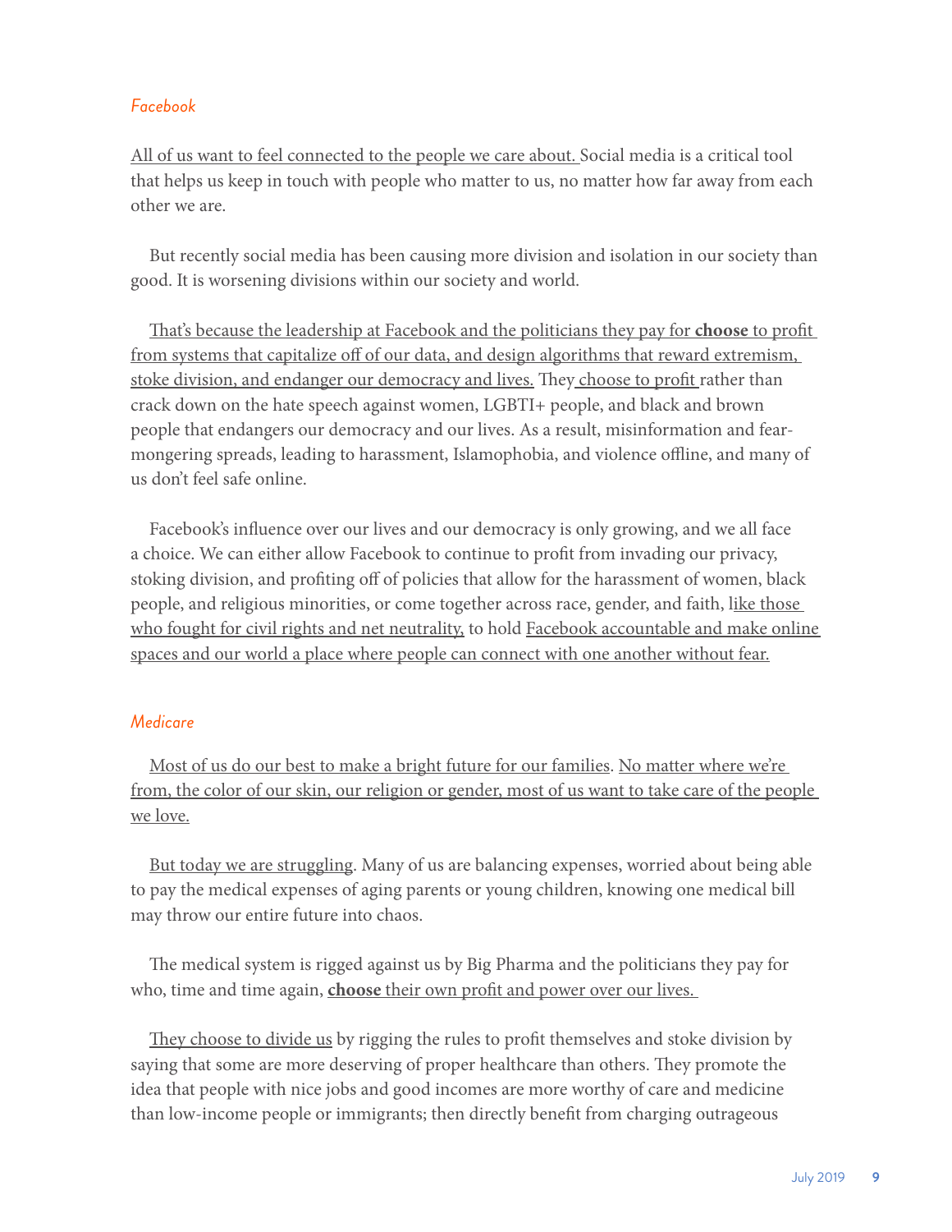*Facebook*

All of us want to feel connected to the people we care about. Social media is a critical tool that helps us keep in touch with people who matter to us, no matter how far away from each other we are.

But recently social media has been causing more division and isolation in our society than good. It is worsening divisions within our society and world.

That's because the leadership at Facebook and the politicians they pay for **choose** to profit from systems that capitalize off of our data, and design algorithms that reward extremism, stoke division, and endanger our democracy and lives. They choose to profit rather than crack down on the hate speech against women, LGBTI+ people, and black and brown people that endangers our democracy and our lives. As a result, misinformation and fear-mongering spreads, leading to harassment, Islamophobia, and violence offline, and many of us don't feel safe online.

Facebook's influence over our lives and our democracy is only growing, and we all face a choice. We can either allow Facebook to continue to profit from invading our privacy, stoking division, and profiting off of policies that allow for the harassment of women, black people, and religious minorities, or come together across race, gender, and faith, like those who fought for civil rights and net neutrality, to hold Facebook accountable and make online spaces and our world a place where people can connect with one another without fear.

*Medicare*

Most of us do our best to make a bright future for our families. No matter where we're from, the color of our skin, our religion or gender, most of us want to take care of the people we love.

But today we are struggling. Many of us are balancing expenses, worried about being able to pay the medical expenses of aging parents or young children, knowing one medical bill may throw our entire future into chaos.

The medical system is rigged against us by Big Pharma and the politicians they pay for who, time and time again, **choose** their own profit and power over our lives.

They choose to divide us by rigging the rules to profit themselves and stoke division by saying that some are more deserving of proper healthcare than others. They promote the idea that people with nice jobs and good incomes are more worthy of care and medicine than low-income people or immigrants; then directly benefit from charging outrageous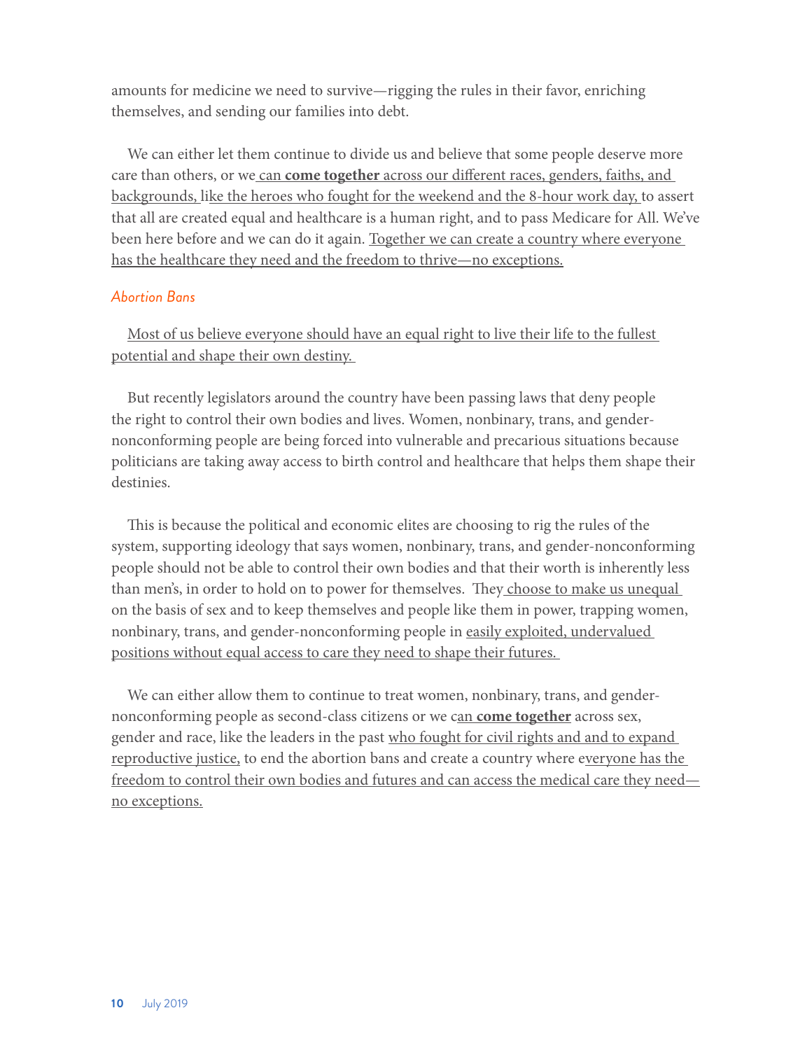amounts for medicine we need to survive—rigging the rules in their favor, enriching themselves, and sending our families into debt.

We can either let them continue to divide us and believe that some people deserve more care than others, or we can **come together** across our different races, genders, faiths, and backgrounds, like the heroes who fought for the weekend and the 8-hour work day, to assert that all are created equal and healthcare is a human right, and to pass Medicare for All. We've been here before and we can do it again. Together we can create a country where everyone has the healthcare they need and the freedom to thrive—no exceptions.

### *Abortion Bans*

Most of us believe everyone should have an equal right to live their life to the fullest potential and shape their own destiny.

But recently legislators around the country have been passing laws that deny people the right to control their own bodies and lives. Women, nonbinary, trans, and gender-nonconforming people are being forced into vulnerable and precarious situations because politicians are taking away access to birth control and healthcare that helps them shape their destinies.

This is because the political and economic elites are choosing to rig the rules of the system, supporting ideology that says women, nonbinary, trans, and gender-nonconforming people should not be able to control their own bodies and that their worth is inherently less than men's, in order to hold on to power for themselves. They choose to make us unequal on the basis of sex and to keep themselves and people like them in power, trapping women, nonbinary, trans, and gender-nonconforming people in easily exploited, undervalued positions without equal access to care they need to shape their futures.

We can either allow them to continue to treat women, nonbinary, trans, and gender-nonconforming people as second-class citizens or we can **come together** across sex, gender and race, like the leaders in the past who fought for civil rights and and to expand reproductive justice, to end the abortion bans and create a country where everyone has the freedom to control their own bodies and futures and can access the medical care they need—no exceptions.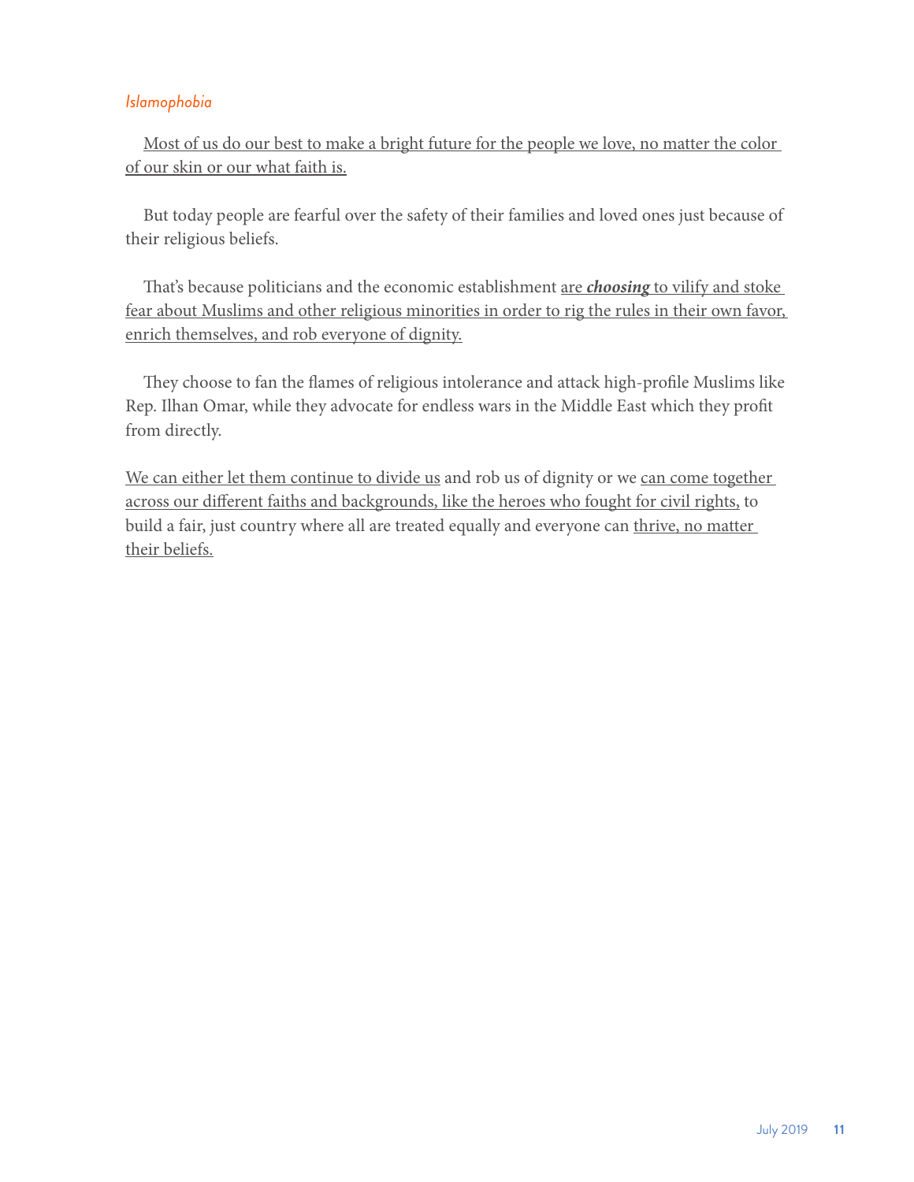*Islamophobia*

Most of us do our best to make a bright future for the people we love, no matter the color of our skin or our what faith is.

But today people are fearful over the safety of their families and loved ones just because of their religious beliefs.

That's because politicians and the economic establishment are ***choosing*** to vilify and stoke fear about Muslims and other religious minorities in order to rig the rules in their own favor, enrich themselves, and rob everyone of dignity.

They choose to fan the flames of religious intolerance and attack high-profile Muslims like Rep. Ilhan Omar, while they advocate for endless wars in the Middle East which they profit from directly.

We can either let them continue to divide us and rob us of dignity or we can come together across our different faiths and backgrounds, like the heroes who fought for civil rights, to build a fair, just country where all are treated equally and everyone can thrive, no matter their beliefs.